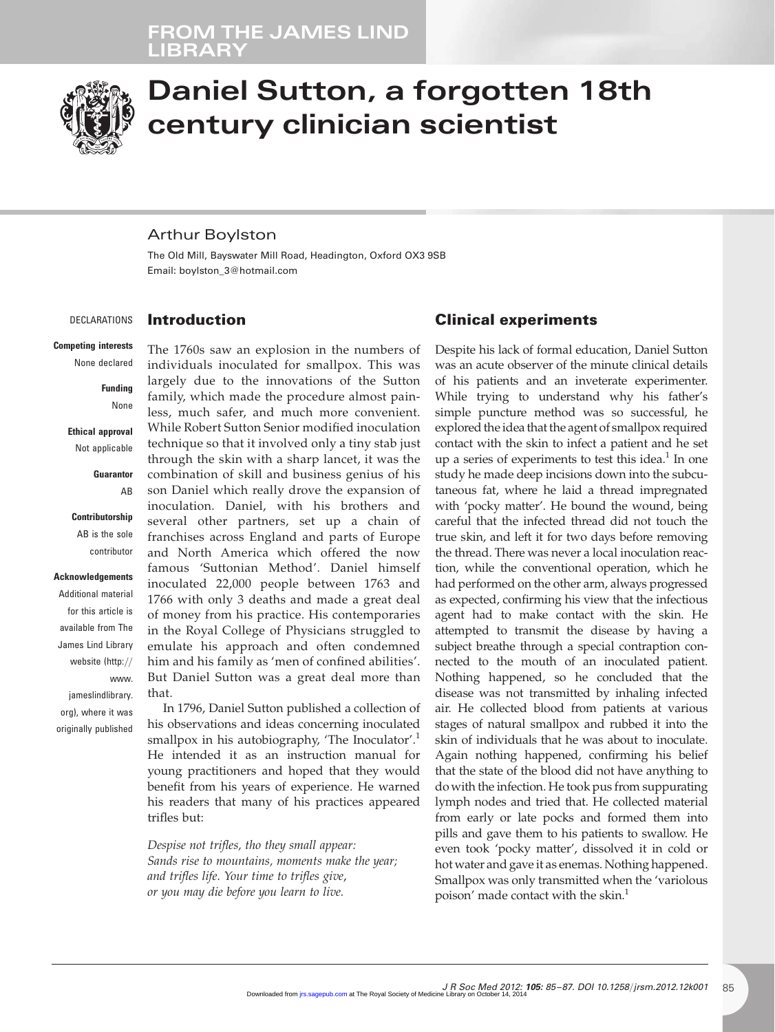FROM THE JAMES LIND LIBRARY

# Daniel Sutton, a forgotten 18th century clinician scientist

## Arthur Boylston

The Old Mill, Bayswater Mill Road, Headington, Oxford OX3 9SB
Email: boylston_3@hotmail.com

DECLARATIONS

**Competing interests**
None declared

**Funding**
None

**Ethical approval**
Not applicable

**Guarantor**
AB

**Contributorship**
AB is the sole contributor

**Acknowledgements**
Additional material for this article is available from The James Lind Library website (http://www.jameslindlibrary.org), where it was originally published

## Introduction

The 1760s saw an explosion in the numbers of individuals inoculated for smallpox. This was largely due to the innovations of the Sutton family, which made the procedure almost painless, much safer, and much more convenient. While Robert Sutton Senior modified inoculation technique so that it involved only a tiny stab just through the skin with a sharp lancet, it was the combination of skill and business genius of his son Daniel which really drove the expansion of inoculation. Daniel, with his brothers and several other partners, set up a chain of franchises across England and parts of Europe and North America which offered the now famous 'Suttonian Method'. Daniel himself inoculated 22,000 people between 1763 and 1766 with only 3 deaths and made a great deal of money from his practice. His contemporaries in the Royal College of Physicians struggled to emulate his approach and often condemned him and his family as 'men of confined abilities'. But Daniel Sutton was a great deal more than that.

In 1796, Daniel Sutton published a collection of his observations and ideas concerning inoculated smallpox in his autobiography, 'The Inoculator'.[1] He intended it as an instruction manual for young practitioners and hoped that they would benefit from his years of experience. He warned his readers that many of his practices appeared trifles but:

*Despise not trifles, tho they small appear:*
*Sands rise to mountains, moments make the year;*
*and trifles life. Your time to trifles give,*
*or you may die before you learn to live.*

## Clinical experiments

Despite his lack of formal education, Daniel Sutton was an acute observer of the minute clinical details of his patients and an inveterate experimenter. While trying to understand why his father's simple puncture method was so successful, he explored the idea that the agent of smallpox required contact with the skin to infect a patient and he set up a series of experiments to test this idea.[1] In one study he made deep incisions down into the subcutaneous fat, where he laid a thread impregnated with 'pocky matter'. He bound the wound, being careful that the infected thread did not touch the true skin, and left it for two days before removing the thread. There was never a local inoculation reaction, while the conventional operation, which he had performed on the other arm, always progressed as expected, confirming his view that the infectious agent had to make contact with the skin. He attempted to transmit the disease by having a subject breathe through a special contraption connected to the mouth of an inoculated patient. Nothing happened, so he concluded that the disease was not transmitted by inhaling infected air. He collected blood from patients at various stages of natural smallpox and rubbed it into the skin of individuals that he was about to inoculate. Again nothing happened, confirming his belief that the state of the blood did not have anything to do with the infection. He took pus from suppurating lymph nodes and tried that. He collected material from early or late pocks and formed them into pills and gave them to his patients to swallow. He even took 'pocky matter', dissolved it in cold or hot water and gave it as enemas. Nothing happened. Smallpox was only transmitted when the 'variolous poison' made contact with the skin.[1]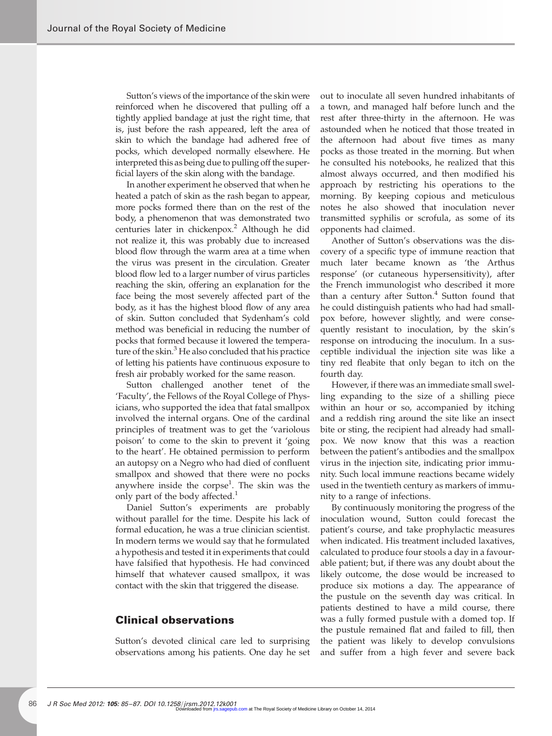Sutton's views of the importance of the skin were reinforced when he discovered that pulling off a tightly applied bandage at just the right time, that is, just before the rash appeared, left the area of skin to which the bandage had adhered free of pocks, which developed normally elsewhere. He interpreted this as being due to pulling off the superficial layers of the skin along with the bandage.

In another experiment he observed that when he heated a patch of skin as the rash began to appear, more pocks formed there than on the rest of the body, a phenomenon that was demonstrated two centuries later in chickenpox.[2] Although he did not realize it, this was probably due to increased blood flow through the warm area at a time when the virus was present in the circulation. Greater blood flow led to a larger number of virus particles reaching the skin, offering an explanation for the face being the most severely affected part of the body, as it has the highest blood flow of any area of skin. Sutton concluded that Sydenham's cold method was beneficial in reducing the number of pocks that formed because it lowered the temperature of the skin.[3] He also concluded that his practice of letting his patients have continuous exposure to fresh air probably worked for the same reason.

Sutton challenged another tenet of the 'Faculty', the Fellows of the Royal College of Physicians, who supported the idea that fatal smallpox involved the internal organs. One of the cardinal principles of treatment was to get the 'variolous poison' to come to the skin to prevent it 'going to the heart'. He obtained permission to perform an autopsy on a Negro who had died of confluent smallpox and showed that there were no pocks anywhere inside the corpse[1]. The skin was the only part of the body affected.[1]

Daniel Sutton's experiments are probably without parallel for the time. Despite his lack of formal education, he was a true clinician scientist. In modern terms we would say that he formulated a hypothesis and tested it in experiments that could have falsified that hypothesis. He had convinced himself that whatever caused smallpox, it was contact with the skin that triggered the disease.

## Clinical observations

Sutton's devoted clinical care led to surprising observations among his patients. One day he set out to inoculate all seven hundred inhabitants of a town, and managed half before lunch and the rest after three-thirty in the afternoon. He was astounded when he noticed that those treated in the afternoon had about five times as many pocks as those treated in the morning. But when he consulted his notebooks, he realized that this almost always occurred, and then modified his approach by restricting his operations to the morning. By keeping copious and meticulous notes he also showed that inoculation never transmitted syphilis or scrofula, as some of its opponents had claimed.

Another of Sutton's observations was the discovery of a specific type of immune reaction that much later became known as 'the Arthus response' (or cutaneous hypersensitivity), after the French immunologist who described it more than a century after Sutton.[4] Sutton found that he could distinguish patients who had had smallpox before, however slightly, and were consequently resistant to inoculation, by the skin's response on introducing the inoculum. In a susceptible individual the injection site was like a tiny red fleabite that only began to itch on the fourth day.

However, if there was an immediate small swelling expanding to the size of a shilling piece within an hour or so, accompanied by itching and a reddish ring around the site like an insect bite or sting, the recipient had already had smallpox. We now know that this was a reaction between the patient's antibodies and the smallpox virus in the injection site, indicating prior immunity. Such local immune reactions became widely used in the twentieth century as markers of immunity to a range of infections.

By continuously monitoring the progress of the inoculation wound, Sutton could forecast the patient's course, and take prophylactic measures when indicated. His treatment included laxatives, calculated to produce four stools a day in a favourable patient; but, if there was any doubt about the likely outcome, the dose would be increased to produce six motions a day. The appearance of the pustule on the seventh day was critical. In patients destined to have a mild course, there was a fully formed pustule with a domed top. If the pustule remained flat and failed to fill, then the patient was likely to develop convulsions and suffer from a high fever and severe back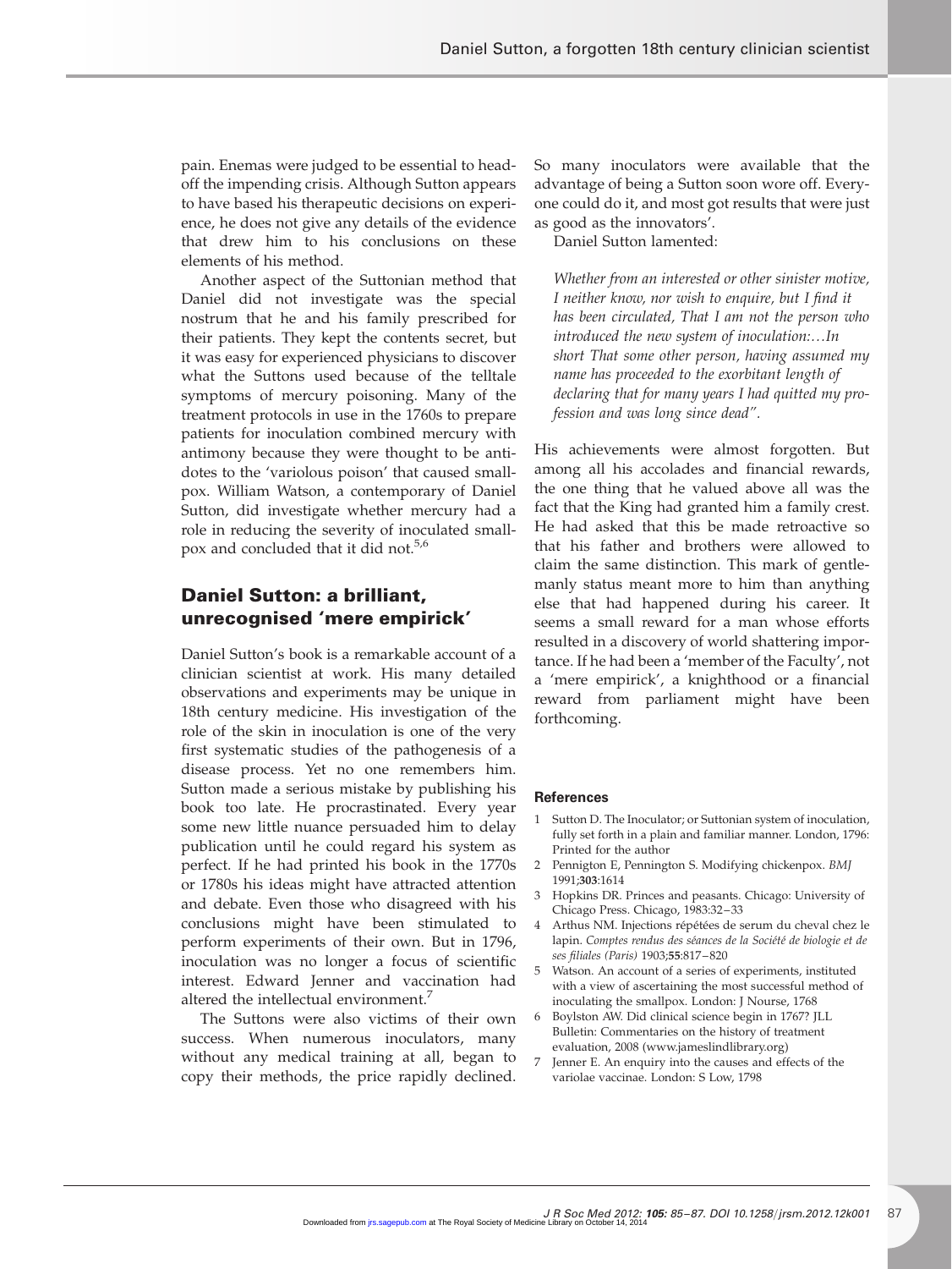pain. Enemas were judged to be essential to head-off the impending crisis. Although Sutton appears to have based his therapeutic decisions on experience, he does not give any details of the evidence that drew him to his conclusions on these elements of his method.

Another aspect of the Suttonian method that Daniel did not investigate was the special nostrum that he and his family prescribed for their patients. They kept the contents secret, but it was easy for experienced physicians to discover what the Suttons used because of the telltale symptoms of mercury poisoning. Many of the treatment protocols in use in the 1760s to prepare patients for inoculation combined mercury with antimony because they were thought to be antidotes to the 'variolous poison' that caused smallpox. William Watson, a contemporary of Daniel Sutton, did investigate whether mercury had a role in reducing the severity of inoculated smallpox and concluded that it did not.[5,6]

## Daniel Sutton: a brilliant, unrecognised 'mere empirick'

Daniel Sutton's book is a remarkable account of a clinician scientist at work. His many detailed observations and experiments may be unique in 18th century medicine. His investigation of the role of the skin in inoculation is one of the very first systematic studies of the pathogenesis of a disease process. Yet no one remembers him. Sutton made a serious mistake by publishing his book too late. He procrastinated. Every year some new little nuance persuaded him to delay publication until he could regard his system as perfect. If he had printed his book in the 1770s or 1780s his ideas might have attracted attention and debate. Even those who disagreed with his conclusions might have been stimulated to perform experiments of their own. But in 1796, inoculation was no longer a focus of scientific interest. Edward Jenner and vaccination had altered the intellectual environment.[7]

The Suttons were also victims of their own success. When numerous inoculators, many without any medical training at all, began to copy their methods, the price rapidly declined. So many inoculators were available that the advantage of being a Sutton soon wore off. Everyone could do it, and most got results that were just as good as the innovators'.

Daniel Sutton lamented:

> *Whether from an interested or other sinister motive, I neither know, nor wish to enquire, but I find it has been circulated, That I am not the person who introduced the new system of inoculation:…In short That some other person, having assumed my name has proceeded to the exorbitant length of declaring that for many years I had quitted my profession and was long since dead".*

His achievements were almost forgotten. But among all his accolades and financial rewards, the one thing that he valued above all was the fact that the King had granted him a family crest. He had asked that this be made retroactive so that his father and brothers were allowed to claim the same distinction. This mark of gentlemanly status meant more to him than anything else that had happened during his career. It seems a small reward for a man whose efforts resulted in a discovery of world shattering importance. If he had been a 'member of the Faculty', not a 'mere empirick', a knighthood or a financial reward from parliament might have been forthcoming.

#### References

1. Sutton D. The Inoculator; or Suttonian system of inoculation, fully set forth in a plain and familiar manner. London, 1796: Printed for the author
2. Pennigton E, Pennington S. Modifying chickenpox. *BMJ* 1991;**303**:1614
3. Hopkins DR. Princes and peasants. Chicago: University of Chicago Press. Chicago, 1983:32–33
4. Arthus NM. Injections répétées de serum du cheval chez le lapin. *Comptes rendus des séances de la Société de biologie et de ses filiales (Paris)* 1903;**55**:817–820
5. Watson. An account of a series of experiments, instituted with a view of ascertaining the most successful method of inoculating the smallpox. London: J Nourse, 1768
6. Boylston AW. Did clinical science begin in 1767? JLL Bulletin: Commentaries on the history of treatment evaluation, 2008 (www.jameslindlibrary.org)
7. Jenner E. An enquiry into the causes and effects of the variolae vaccinae. London: S Low, 1798